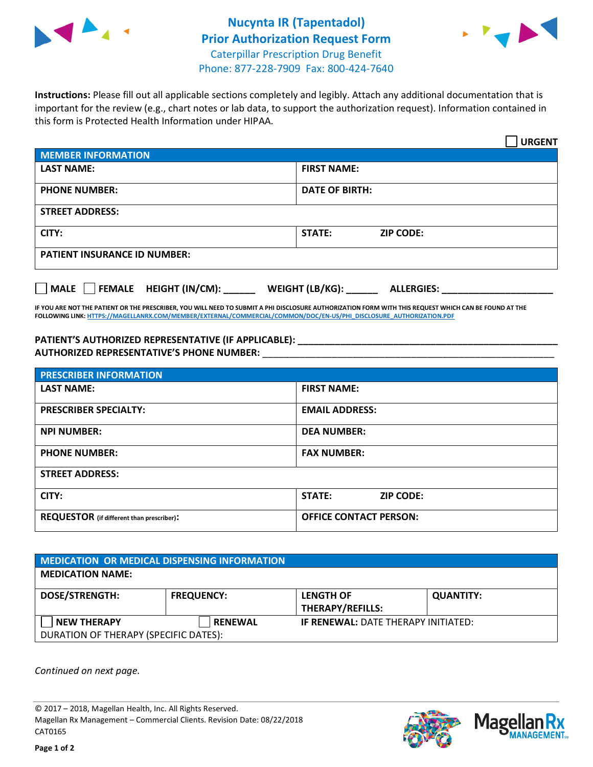# Nucynta IR (Tapentadol)
## Prior Authorization Request Form

Caterpillar Prescription Drug Benefit
Phone: 877-228-7909 Fax: 800-424-7640

**Instructions:** Please fill out all applicable sections completely and legibly. Attach any additional documentation that is important for the review (e.g., chart notes or lab data, to support the authorization request). Information contained in this form is Protected Health Information under HIPAA.

☐ **URGENT**

| **MEMBER INFORMATION** | |
|---|---|
| **LAST NAME:** | **FIRST NAME:** |
| **PHONE NUMBER:** | **DATE OF BIRTH:** |
| **STREET ADDRESS:** | |
| **CITY:** | **STATE:** **ZIP CODE:** |
| **PATIENT INSURANCE ID NUMBER:** | |

☐ **MALE** ☐ **FEMALE** **HEIGHT (IN/CM):** ______ **WEIGHT (LB/KG):** ______ **ALLERGIES:** ____________________

**IF YOU ARE NOT THE PATIENT OR THE PRESCRIBER, YOU WILL NEED TO SUBMIT A PHI DISCLOSURE AUTHORIZATION FORM WITH THIS REQUEST WHICH CAN BE FOUND AT THE FOLLOWING LINK: HTTPS://MAGELLANRX.COM/MEMBER/EXTERNAL/COMMERCIAL/COMMON/DOC/EN-US/PHI_DISCLOSURE_AUTHORIZATION.PDF**

**PATIENT'S AUTHORIZED REPRESENTATIVE (IF APPLICABLE):** ____________________________________________
**AUTHORIZED REPRESENTATIVE'S PHONE NUMBER:** ____________________________________________

| **PRESCRIBER INFORMATION** | |
|---|---|
| **LAST NAME:** | **FIRST NAME:** |
| **PRESCRIBER SPECIALTY:** | **EMAIL ADDRESS:** |
| **NPI NUMBER:** | **DEA NUMBER:** |
| **PHONE NUMBER:** | **FAX NUMBER:** |
| **STREET ADDRESS:** | |
| **CITY:** | **STATE:** **ZIP CODE:** |
| **REQUESTOR** (if different than prescriber)**:** | **OFFICE CONTACT PERSON:** |

| **MEDICATION OR MEDICAL DISPENSING INFORMATION** | | | |
|---|---|---|---|
| **MEDICATION NAME:** | | | |
| **DOSE/STRENGTH:** | **FREQUENCY:** | **LENGTH OF THERAPY/REFILLS:** | **QUANTITY:** |
| ☐ **NEW THERAPY** | ☐ **RENEWAL** | **IF RENEWAL:** DATE THERAPY INITIATED: | |
| DURATION OF THERAPY (SPECIFIC DATES): | | | |

*Continued on next page.*

© 2017 – 2018, Magellan Health, Inc. All Rights Reserved.
Magellan Rx Management – Commercial Clients. Revision Date: 08/22/2018
CAT0165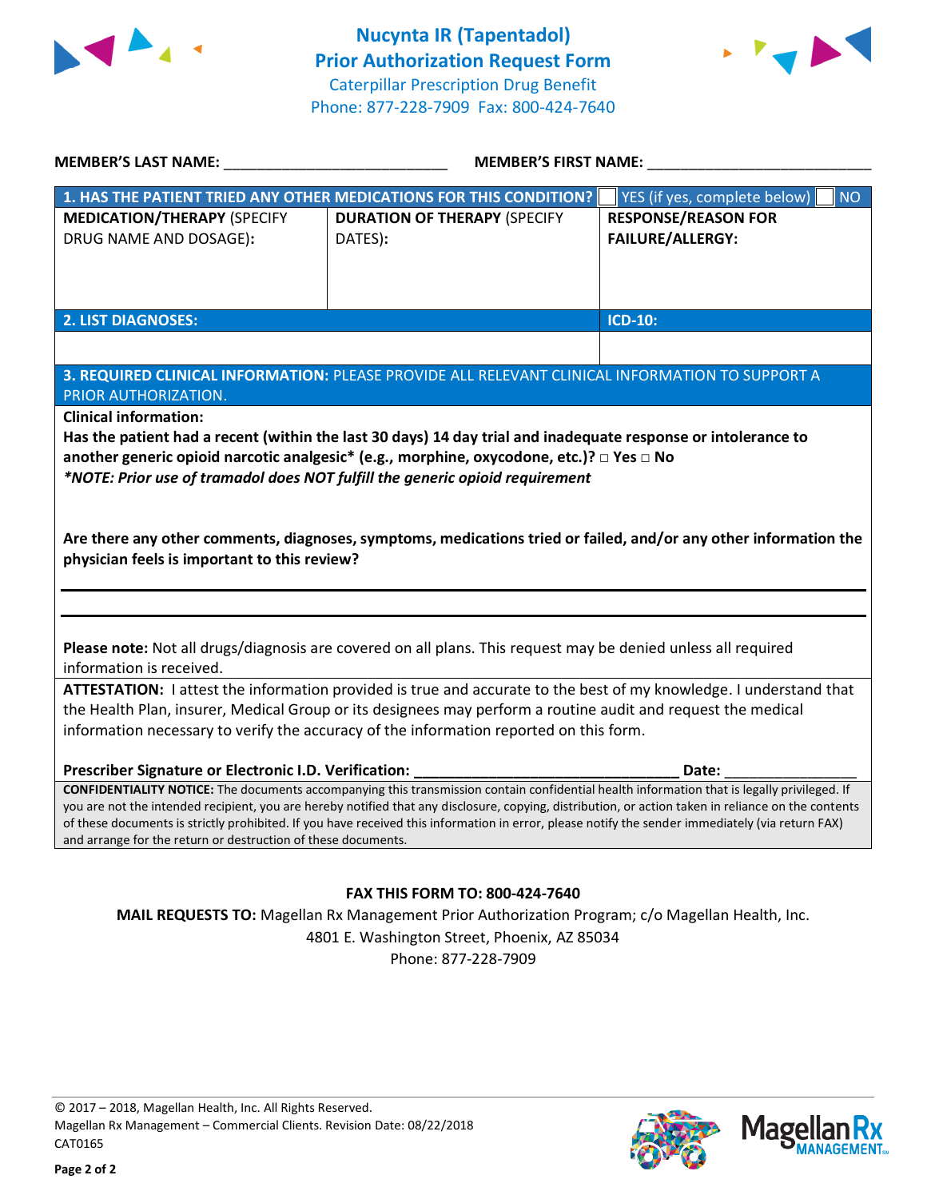# Nucynta IR (Tapentadol)
## Prior Authorization Request Form

Caterpillar Prescription Drug Benefit
Phone: 877-228-7909 Fax: 800-424-7640

**MEMBER'S LAST NAME:** ___________________________ **MEMBER'S FIRST NAME:** ___________________________

| **1. HAS THE PATIENT TRIED ANY OTHER MEDICATIONS FOR THIS CONDITION?** | | ☐ YES (if yes, complete below) ☐ NO |
|---|---|---|
| **MEDICATION/THERAPY** (SPECIFY DRUG NAME AND DOSAGE): | **DURATION OF THERAPY** (SPECIFY DATES): | **RESPONSE/REASON FOR FAILURE/ALLERGY:** |
| | | |

| **2. LIST DIAGNOSES:** | **ICD-10:** |
|---|---|
| | |

**3. REQUIRED CLINICAL INFORMATION:** PLEASE PROVIDE ALL RELEVANT CLINICAL INFORMATION TO SUPPORT A PRIOR AUTHORIZATION.

**Clinical information:**

**Has the patient had a recent (within the last 30 days) 14 day trial and inadequate response or intolerance to another generic opioid narcotic analgesic* (e.g., morphine, oxycodone, etc.)? □ Yes □ No**

***NOTE: Prior use of tramadol does NOT fulfill the generic opioid requirement***

**Are there any other comments, diagnoses, symptoms, medications tried or failed, and/or any other information the physician feels is important to this review?**

**Please note:** Not all drugs/diagnosis are covered on all plans. This request may be denied unless all required information is received.

**ATTESTATION:** I attest the information provided is true and accurate to the best of my knowledge. I understand that the Health Plan, insurer, Medical Group or its designees may perform a routine audit and request the medical information necessary to verify the accuracy of the information reported on this form.

**Prescriber Signature or Electronic I.D. Verification:** ________________________________ **Date:** ________________

**CONFIDENTIALITY NOTICE:** The documents accompanying this transmission contain confidential health information that is legally privileged. If you are not the intended recipient, you are hereby notified that any disclosure, copying, distribution, or action taken in reliance on the contents of these documents is strictly prohibited. If you have received this information in error, please notify the sender immediately (via return FAX) and arrange for the return or destruction of these documents.

**FAX THIS FORM TO: 800-424-7640**

**MAIL REQUESTS TO:** Magellan Rx Management Prior Authorization Program; c/o Magellan Health, Inc.
4801 E. Washington Street, Phoenix, AZ 85034
Phone: 877-228-7909

© 2017 – 2018, Magellan Health, Inc. All Rights Reserved.
Magellan Rx Management – Commercial Clients. Revision Date: 08/22/2018
CAT0165